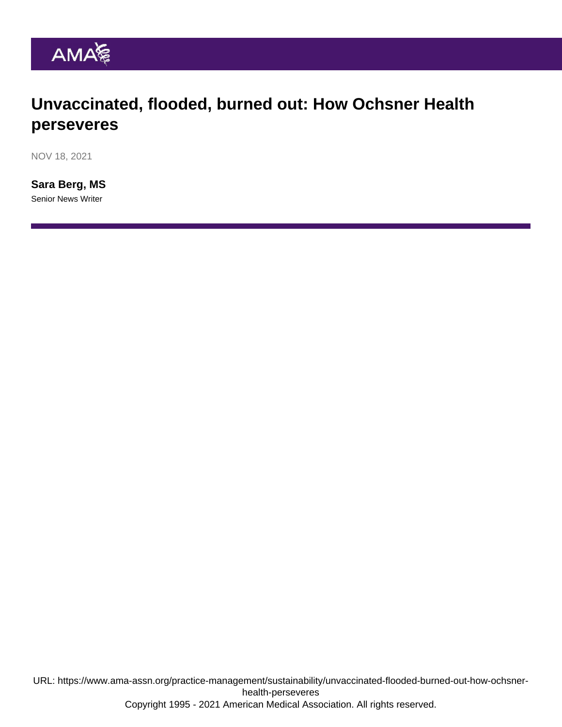# Unvaccinated, flooded, burned out: How Ochsner Health perseveres

NOV 18, 2021

**Sara Berg, MS**
Senior News Writer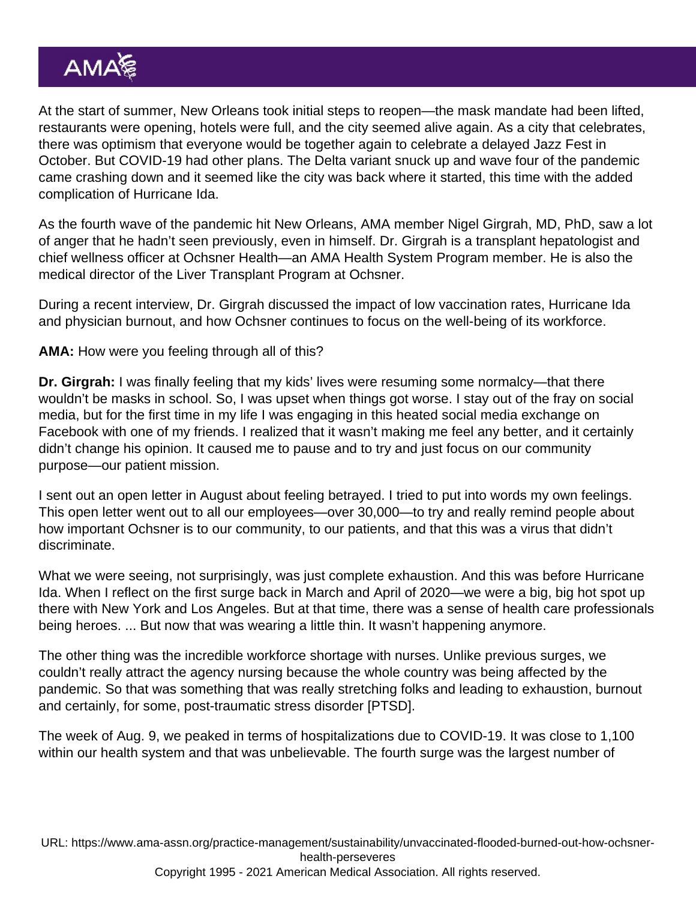At the start of summer, New Orleans took initial steps to reopen—the mask mandate had been lifted, restaurants were opening, hotels were full, and the city seemed alive again. As a city that celebrates, there was optimism that everyone would be together again to celebrate a delayed Jazz Fest in October. But COVID-19 had other plans. The Delta variant snuck up and wave four of the pandemic came crashing down and it seemed like the city was back where it started, this time with the added complication of Hurricane Ida.

As the fourth wave of the pandemic hit New Orleans, AMA member Nigel Girgrah, MD, PhD, saw a lot of anger that he hadn't seen previously, even in himself. Dr. Girgrah is a transplant hepatologist and chief wellness officer at Ochsner Health—an AMA Health System Program member. He is also the medical director of the Liver Transplant Program at Ochsner.

During a recent interview, Dr. Girgrah discussed the impact of low vaccination rates, Hurricane Ida and physician burnout, and how Ochsner continues to focus on the well-being of its workforce.

**AMA:** How were you feeling through all of this?

**Dr. Girgrah:** I was finally feeling that my kids' lives were resuming some normalcy—that there wouldn't be masks in school. So, I was upset when things got worse. I stay out of the fray on social media, but for the first time in my life I was engaging in this heated social media exchange on Facebook with one of my friends. I realized that it wasn't making me feel any better, and it certainly didn't change his opinion. It caused me to pause and to try and just focus on our community purpose—our patient mission.

I sent out an open letter in August about feeling betrayed. I tried to put into words my own feelings. This open letter went out to all our employees—over 30,000—to try and really remind people about how important Ochsner is to our community, to our patients, and that this was a virus that didn't discriminate.

What we were seeing, not surprisingly, was just complete exhaustion. And this was before Hurricane Ida. When I reflect on the first surge back in March and April of 2020—we were a big, big hot spot up there with New York and Los Angeles. But at that time, there was a sense of health care professionals being heroes. ... But now that was wearing a little thin. It wasn't happening anymore.

The other thing was the incredible workforce shortage with nurses. Unlike previous surges, we couldn't really attract the agency nursing because the whole country was being affected by the pandemic. So that was something that was really stretching folks and leading to exhaustion, burnout and certainly, for some, post-traumatic stress disorder [PTSD].

The week of Aug. 9, we peaked in terms of hospitalizations due to COVID-19. It was close to 1,100 within our health system and that was unbelievable. The fourth surge was the largest number of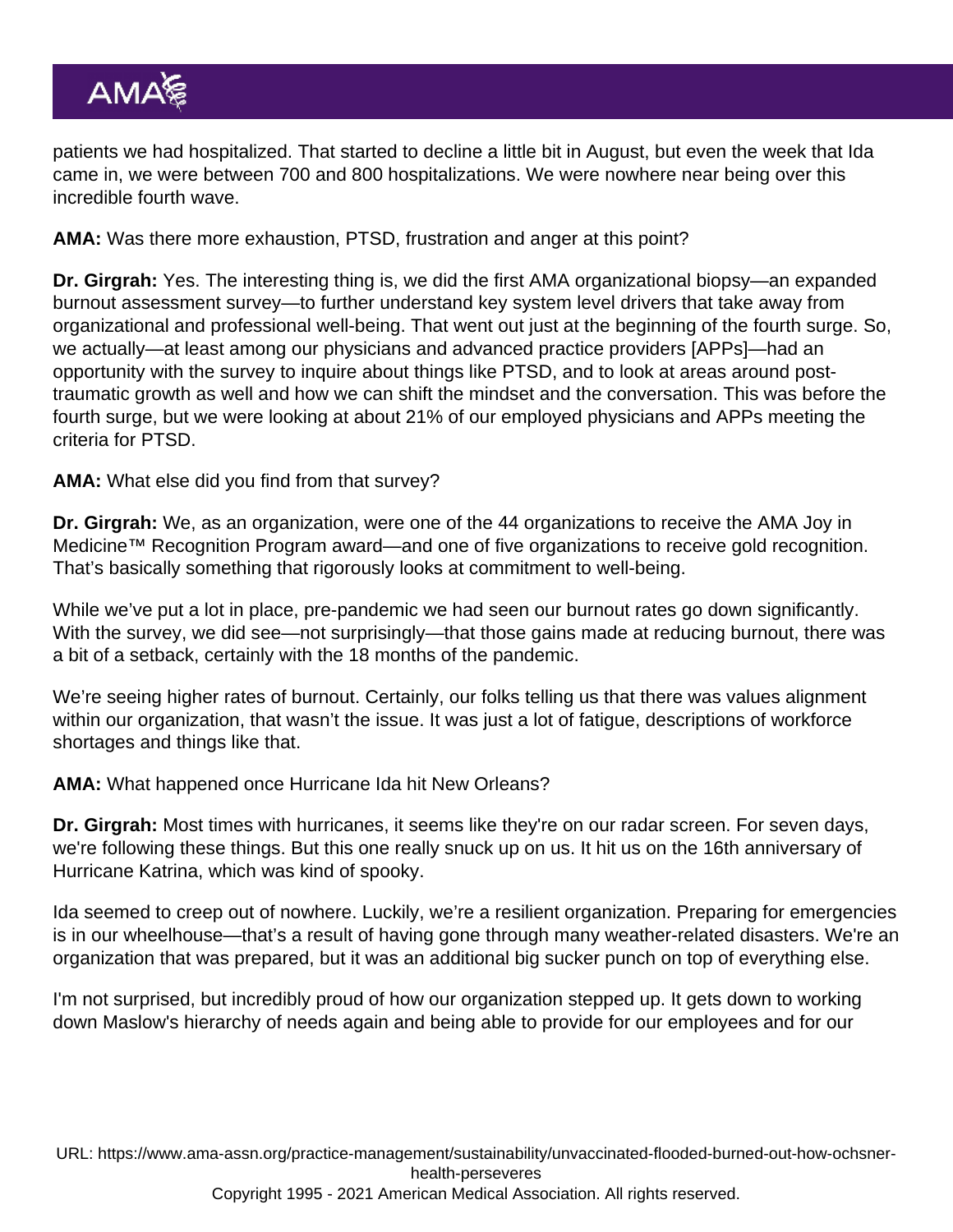patients we had hospitalized. That started to decline a little bit in August, but even the week that Ida came in, we were between 700 and 800 hospitalizations. We were nowhere near being over this incredible fourth wave.

**AMA:** Was there more exhaustion, PTSD, frustration and anger at this point?

**Dr. Girgrah:** Yes. The interesting thing is, we did the first AMA organizational biopsy—an expanded burnout assessment survey—to further understand key system level drivers that take away from organizational and professional well-being. That went out just at the beginning of the fourth surge. So, we actually—at least among our physicians and advanced practice providers [APPs]—had an opportunity with the survey to inquire about things like PTSD, and to look at areas around post-traumatic growth as well and how we can shift the mindset and the conversation. This was before the fourth surge, but we were looking at about 21% of our employed physicians and APPs meeting the criteria for PTSD.

**AMA:** What else did you find from that survey?

**Dr. Girgrah:** We, as an organization, were one of the 44 organizations to receive the AMA Joy in Medicine™ Recognition Program award—and one of five organizations to receive gold recognition. That's basically something that rigorously looks at commitment to well-being.

While we've put a lot in place, pre-pandemic we had seen our burnout rates go down significantly. With the survey, we did see—not surprisingly—that those gains made at reducing burnout, there was a bit of a setback, certainly with the 18 months of the pandemic.

We're seeing higher rates of burnout. Certainly, our folks telling us that there was values alignment within our organization, that wasn't the issue. It was just a lot of fatigue, descriptions of workforce shortages and things like that.

**AMA:** What happened once Hurricane Ida hit New Orleans?

**Dr. Girgrah:** Most times with hurricanes, it seems like they're on our radar screen. For seven days, we're following these things. But this one really snuck up on us. It hit us on the 16th anniversary of Hurricane Katrina, which was kind of spooky.

Ida seemed to creep out of nowhere. Luckily, we're a resilient organization. Preparing for emergencies is in our wheelhouse—that's a result of having gone through many weather-related disasters. We're an organization that was prepared, but it was an additional big sucker punch on top of everything else.

I'm not surprised, but incredibly proud of how our organization stepped up. It gets down to working down Maslow's hierarchy of needs again and being able to provide for our employees and for our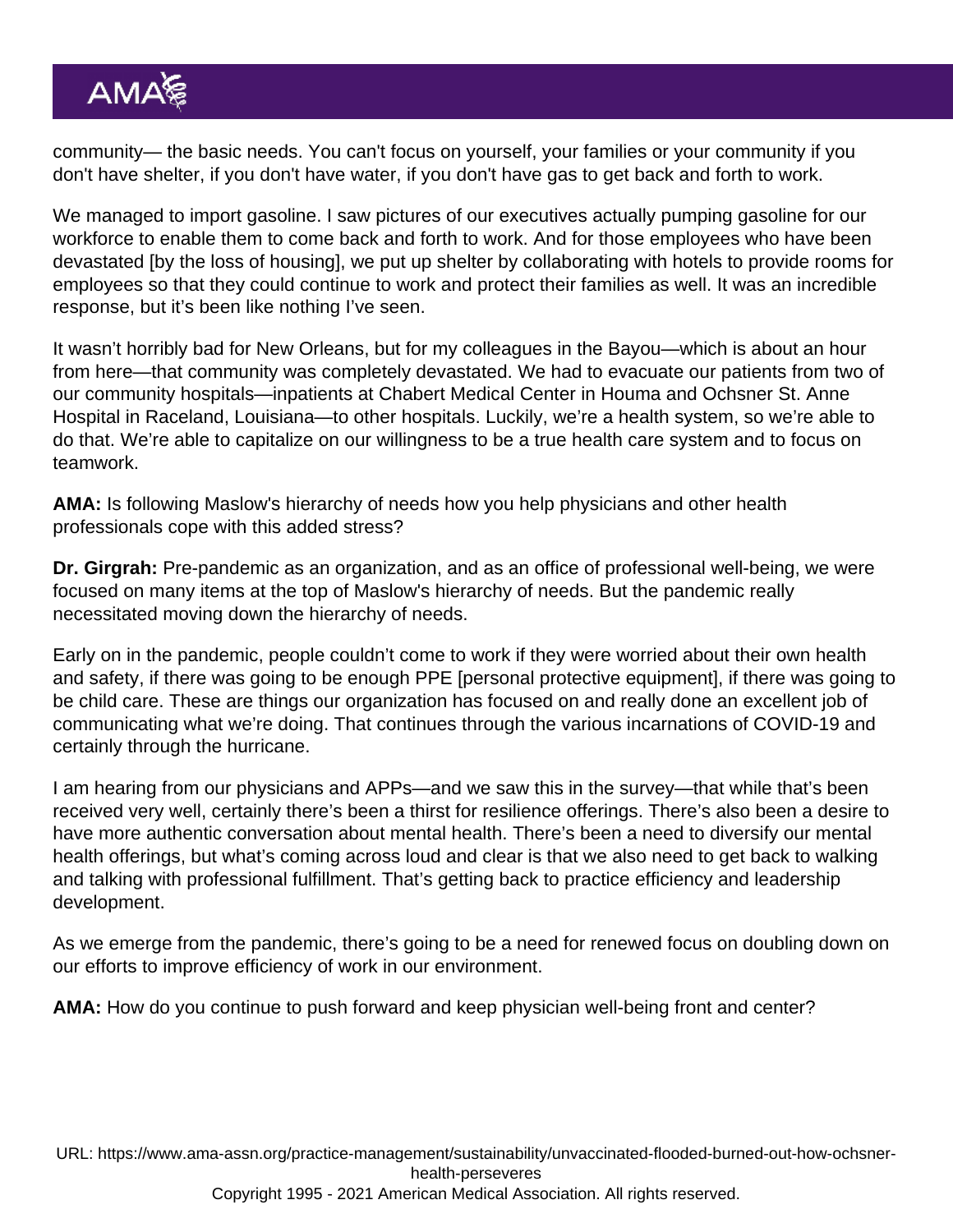community— the basic needs. You can't focus on yourself, your families or your community if you don't have shelter, if you don't have water, if you don't have gas to get back and forth to work.

We managed to import gasoline. I saw pictures of our executives actually pumping gasoline for our workforce to enable them to come back and forth to work. And for those employees who have been devastated [by the loss of housing], we put up shelter by collaborating with hotels to provide rooms for employees so that they could continue to work and protect their families as well. It was an incredible response, but it's been like nothing I've seen.

It wasn't horribly bad for New Orleans, but for my colleagues in the Bayou—which is about an hour from here—that community was completely devastated. We had to evacuate our patients from two of our community hospitals—inpatients at Chabert Medical Center in Houma and Ochsner St. Anne Hospital in Raceland, Louisiana—to other hospitals. Luckily, we're a health system, so we're able to do that. We're able to capitalize on our willingness to be a true health care system and to focus on teamwork.

**AMA:** Is following Maslow's hierarchy of needs how you help physicians and other health professionals cope with this added stress?

**Dr. Girgrah:** Pre-pandemic as an organization, and as an office of professional well-being, we were focused on many items at the top of Maslow's hierarchy of needs. But the pandemic really necessitated moving down the hierarchy of needs.

Early on in the pandemic, people couldn't come to work if they were worried about their own health and safety, if there was going to be enough PPE [personal protective equipment], if there was going to be child care. These are things our organization has focused on and really done an excellent job of communicating what we're doing. That continues through the various incarnations of COVID-19 and certainly through the hurricane.

I am hearing from our physicians and APPs—and we saw this in the survey—that while that's been received very well, certainly there's been a thirst for resilience offerings. There's also been a desire to have more authentic conversation about mental health. There's been a need to diversify our mental health offerings, but what's coming across loud and clear is that we also need to get back to walking and talking with professional fulfillment. That's getting back to practice efficiency and leadership development.

As we emerge from the pandemic, there's going to be a need for renewed focus on doubling down on our efforts to improve efficiency of work in our environment.

**AMA:** How do you continue to push forward and keep physician well-being front and center?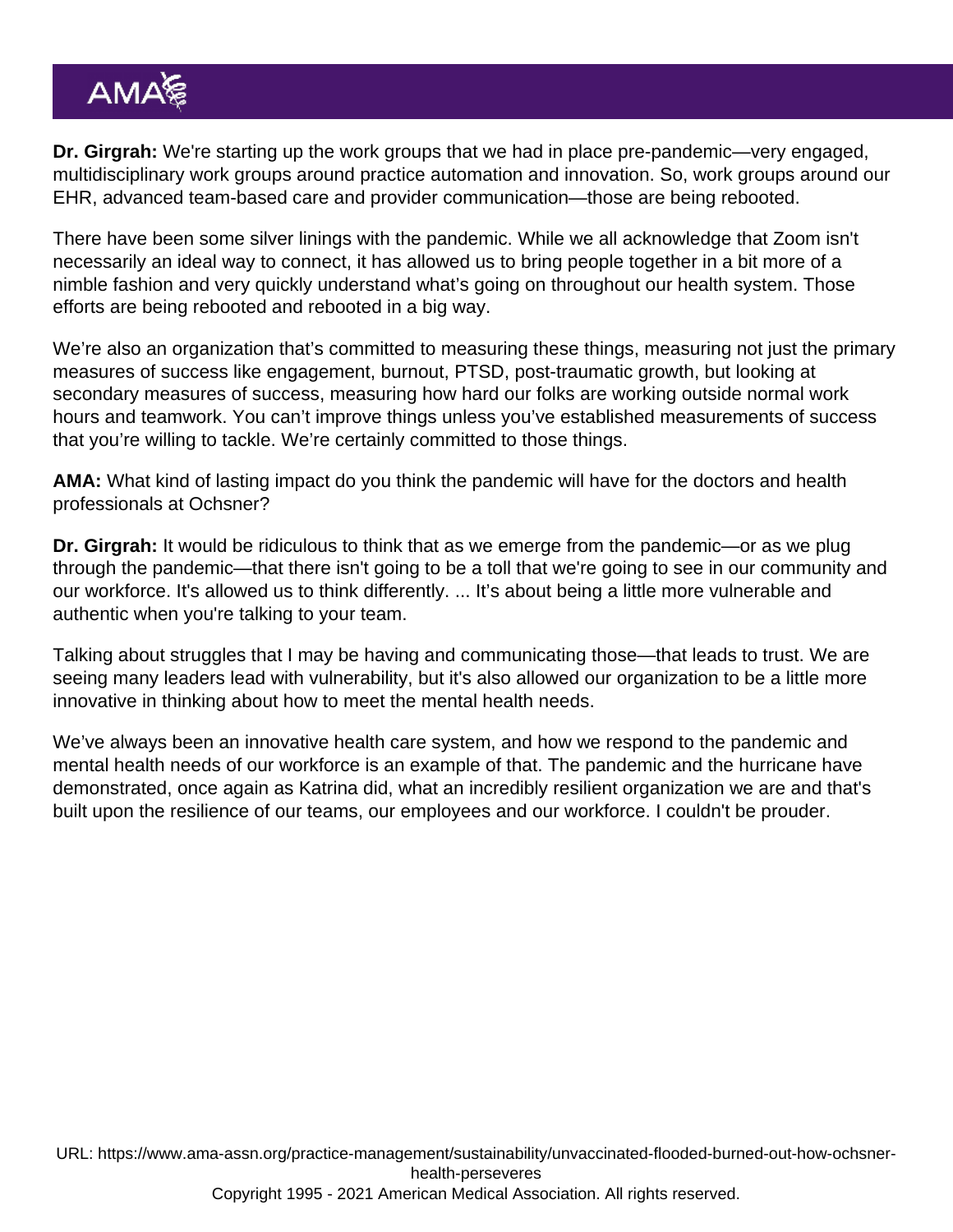**Dr. Girgrah:** We're starting up the work groups that we had in place pre-pandemic—very engaged, multidisciplinary work groups around practice automation and innovation. So, work groups around our EHR, advanced team-based care and provider communication—those are being rebooted.

There have been some silver linings with the pandemic. While we all acknowledge that Zoom isn't necessarily an ideal way to connect, it has allowed us to bring people together in a bit more of a nimble fashion and very quickly understand what's going on throughout our health system. Those efforts are being rebooted and rebooted in a big way.

We're also an organization that's committed to measuring these things, measuring not just the primary measures of success like engagement, burnout, PTSD, post-traumatic growth, but looking at secondary measures of success, measuring how hard our folks are working outside normal work hours and teamwork. You can't improve things unless you've established measurements of success that you're willing to tackle. We're certainly committed to those things.

**AMA:** What kind of lasting impact do you think the pandemic will have for the doctors and health professionals at Ochsner?

**Dr. Girgrah:** It would be ridiculous to think that as we emerge from the pandemic—or as we plug through the pandemic—that there isn't going to be a toll that we're going to see in our community and our workforce. It's allowed us to think differently. ... It's about being a little more vulnerable and authentic when you're talking to your team.

Talking about struggles that I may be having and communicating those—that leads to trust. We are seeing many leaders lead with vulnerability, but it's also allowed our organization to be a little more innovative in thinking about how to meet the mental health needs.

We've always been an innovative health care system, and how we respond to the pandemic and mental health needs of our workforce is an example of that. The pandemic and the hurricane have demonstrated, once again as Katrina did, what an incredibly resilient organization we are and that's built upon the resilience of our teams, our employees and our workforce. I couldn't be prouder.